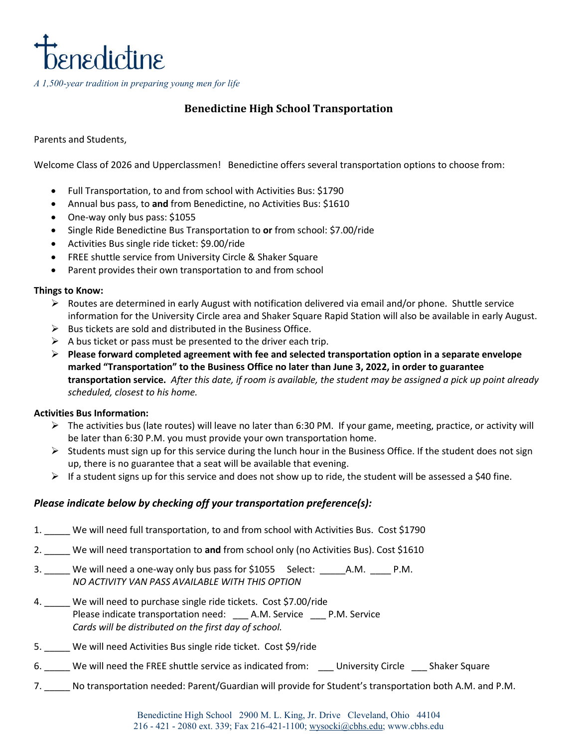Benedictine

*A 1,500-year tradition in preparing young men for life*

## Benedictine High School Transportation

Parents and Students,

Welcome Class of 2026 and Upperclassmen! Benedictine offers several transportation options to choose from:

- Full Transportation, to and from school with Activities Bus: $1790
- Annual bus pass, to **and** from Benedictine, no Activities Bus: $1610
- One-way only bus pass: $1055
- Single Ride Benedictine Bus Transportation to **or** from school: $7.00/ride
- Activities Bus single ride ticket: $9.00/ride
- FREE shuttle service from University Circle & Shaker Square
- Parent provides their own transportation to and from school

**Things to Know:**

- Routes are determined in early August with notification delivered via email and/or phone. Shuttle service information for the University Circle area and Shaker Square Rapid Station will also be available in early August.
- Bus tickets are sold and distributed in the Business Office.
- A bus ticket or pass must be presented to the driver each trip.
- **Please forward completed agreement with fee and selected transportation option in a separate envelope marked "Transportation" to the Business Office no later than June 3, 2022, in order to guarantee transportation service.** *After this date, if room is available, the student may be assigned a pick up point already scheduled, closest to his home.*

**Activities Bus Information:**

- The activities bus (late routes) will leave no later than 6:30 PM. If your game, meeting, practice, or activity will be later than 6:30 P.M. you must provide your own transportation home.
- Students must sign up for this service during the lunch hour in the Business Office. If the student does not sign up, there is no guarantee that a seat will be available that evening.
- If a student signs up for this service and does not show up to ride, the student will be assessed a $40 fine.

### *Please indicate below by checking off your transportation preference(s):*

1. _____ We will need full transportation, to and from school with Activities Bus. Cost $1790
2. _____ We will need transportation to **and** from school only (no Activities Bus). Cost $1610
3. _____ We will need a one-way only bus pass for $1055 Select: _____A.M. ____ P.M.
   *NO ACTIVITY VAN PASS AVAILABLE WITH THIS OPTION*
4. _____ We will need to purchase single ride tickets. Cost $7.00/ride
   Please indicate transportation need: ___ A.M. Service ___ P.M. Service
   *Cards will be distributed on the first day of school.*
5. _____ We will need Activities Bus single ride ticket. Cost $9/ride
6. _____ We will need the FREE shuttle service as indicated from: ___ University Circle ___ Shaker Square
7. _____ No transportation needed: Parent/Guardian will provide for Student's transportation both A.M. and P.M.

Benedictine High School 2900 M. L. King, Jr. Drive Cleveland, Ohio 44104
216 - 421 - 2080 ext. 339; Fax 216-421-1100; wysocki@cbhs.edu; www.cbhs.edu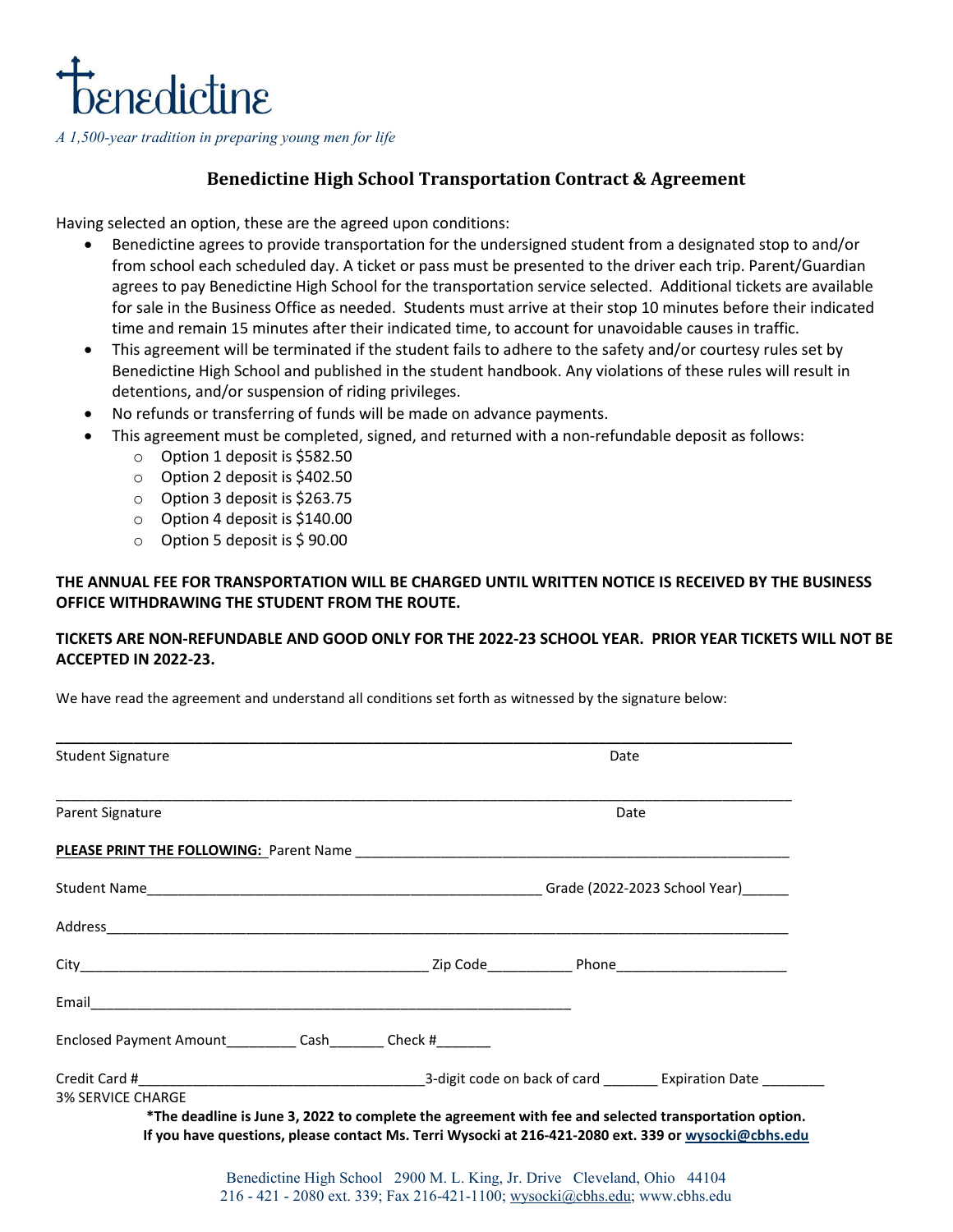benedictine

*A 1,500-year tradition in preparing young men for life*

## Benedictine High School Transportation Contract & Agreement

Having selected an option, these are the agreed upon conditions:

- Benedictine agrees to provide transportation for the undersigned student from a designated stop to and/or from school each scheduled day. A ticket or pass must be presented to the driver each trip. Parent/Guardian agrees to pay Benedictine High School for the transportation service selected. Additional tickets are available for sale in the Business Office as needed. Students must arrive at their stop 10 minutes before their indicated time and remain 15 minutes after their indicated time, to account for unavoidable causes in traffic.
- This agreement will be terminated if the student fails to adhere to the safety and/or courtesy rules set by Benedictine High School and published in the student handbook. Any violations of these rules will result in detentions, and/or suspension of riding privileges.
- No refunds or transferring of funds will be made on advance payments.
- This agreement must be completed, signed, and returned with a non-refundable deposit as follows:
  - Option 1 deposit is $582.50
  - Option 2 deposit is $402.50
  - Option 3 deposit is $263.75
  - Option 4 deposit is $140.00
  - Option 5 deposit is $ 90.00

**THE ANNUAL FEE FOR TRANSPORTATION WILL BE CHARGED UNTIL WRITTEN NOTICE IS RECEIVED BY THE BUSINESS OFFICE WITHDRAWING THE STUDENT FROM THE ROUTE.**

**TICKETS ARE NON-REFUNDABLE AND GOOD ONLY FOR THE 2022-23 SCHOOL YEAR. PRIOR YEAR TICKETS WILL NOT BE ACCEPTED IN 2022-23.**

We have read the agreement and understand all conditions set forth as witnessed by the signature below:

_______________________________________________________________________________

Student Signature Date

_______________________________________________________________________________

Parent Signature Date

**PLEASE PRINT THE FOLLOWING:** Parent Name ________________________________________________

Student Name__________________________________________ Grade (2022-2023 School Year)______

Address_________________________________________________________________________

City____________________________________ Zip Code__________ Phone_____________________

Email______________________________________________________

Enclosed Payment Amount_________ Cash_______ Check #_______

Credit Card #_______________________________3-digit code on back of card _______ Expiration Date ________

3% SERVICE CHARGE

**\*The deadline is June 3, 2022 to complete the agreement with fee and selected transportation option.**
**If you have questions, please contact Ms. Terri Wysocki at 216-421-2080 ext. 339 or wysocki@cbhs.edu**

Benedictine High School 2900 M. L. King, Jr. Drive Cleveland, Ohio 44104
216 - 421 - 2080 ext. 339; Fax 216-421-1100; wysocki@cbhs.edu; www.cbhs.edu